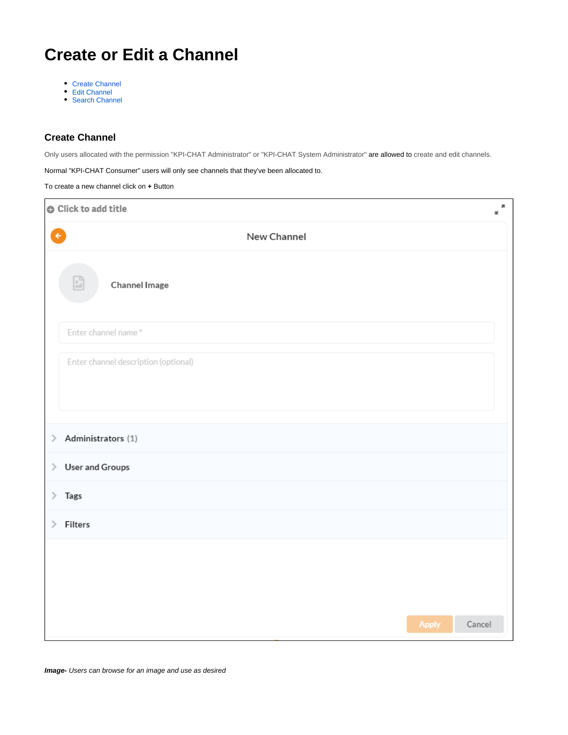# Create or Edit a Channel

- Create Channel
- Edit Channel
- Search Channel

## Create Channel

Only users allocated with the permission "KPI-CHAT Administrator" or "KPI-CHAT System Administrator" are allowed to create and edit channels.

Normal "KPI-CHAT Consumer" users will only see channels that they've been allocated to.

To create a new channel click on **+** Button

***Image-*** *Users can browse for an image and use as desired*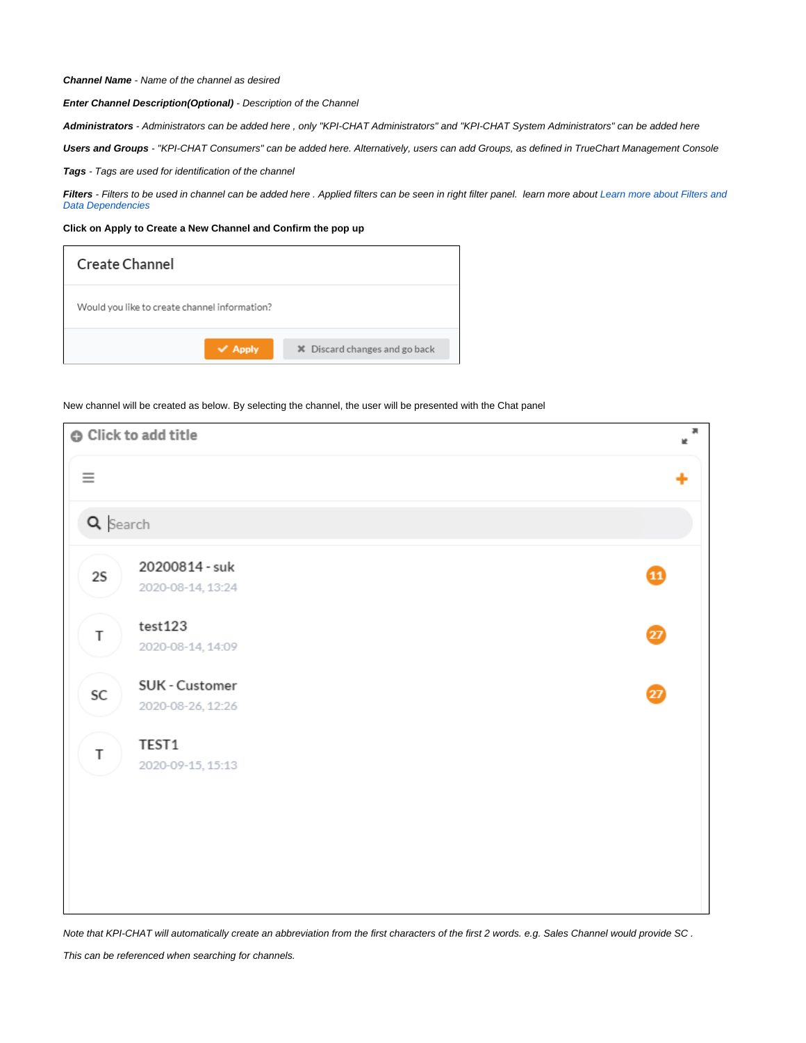***Channel Name*** *- Name of the channel as desired*

***Enter Channel Description(Optional)*** *- Description of the Channel*

***Administrators*** *- Administrators can be added here , only "KPI-CHAT Administrators" and "KPI-CHAT System Administrators" can be added here*

***Users and Groups*** *- "KPI-CHAT Consumers" can be added here. Alternatively, users can add Groups, as defined in TrueChart Management Console*

***Tags*** *- Tags are used for identification of the channel*

***Filters*** *- Filters to be used in channel can be added here . Applied filters can be seen in right filter panel.  learn more about Learn more about Filters and Data Dependencies*

**Click on Apply to Create a New Channel and Confirm the pop up**

Create Channel

Would you like to create channel information?

Apply | Discard changes and go back

New channel will be created as below. By selecting the channel, the user will be presented with the Chat panel

Click to add title

Search

2S 20200814 - suk 2020-08-14, 13:24 11

T test123 2020-08-14, 14:09 27

SC SUK - Customer 2020-08-26, 12:26 27

T TEST1 2020-09-15, 15:13

*Note that KPI-CHAT will automatically create an abbreviation from the first characters of the first 2 words. e.g. Sales Channel would provide SC .*

*This can be referenced when searching for channels.*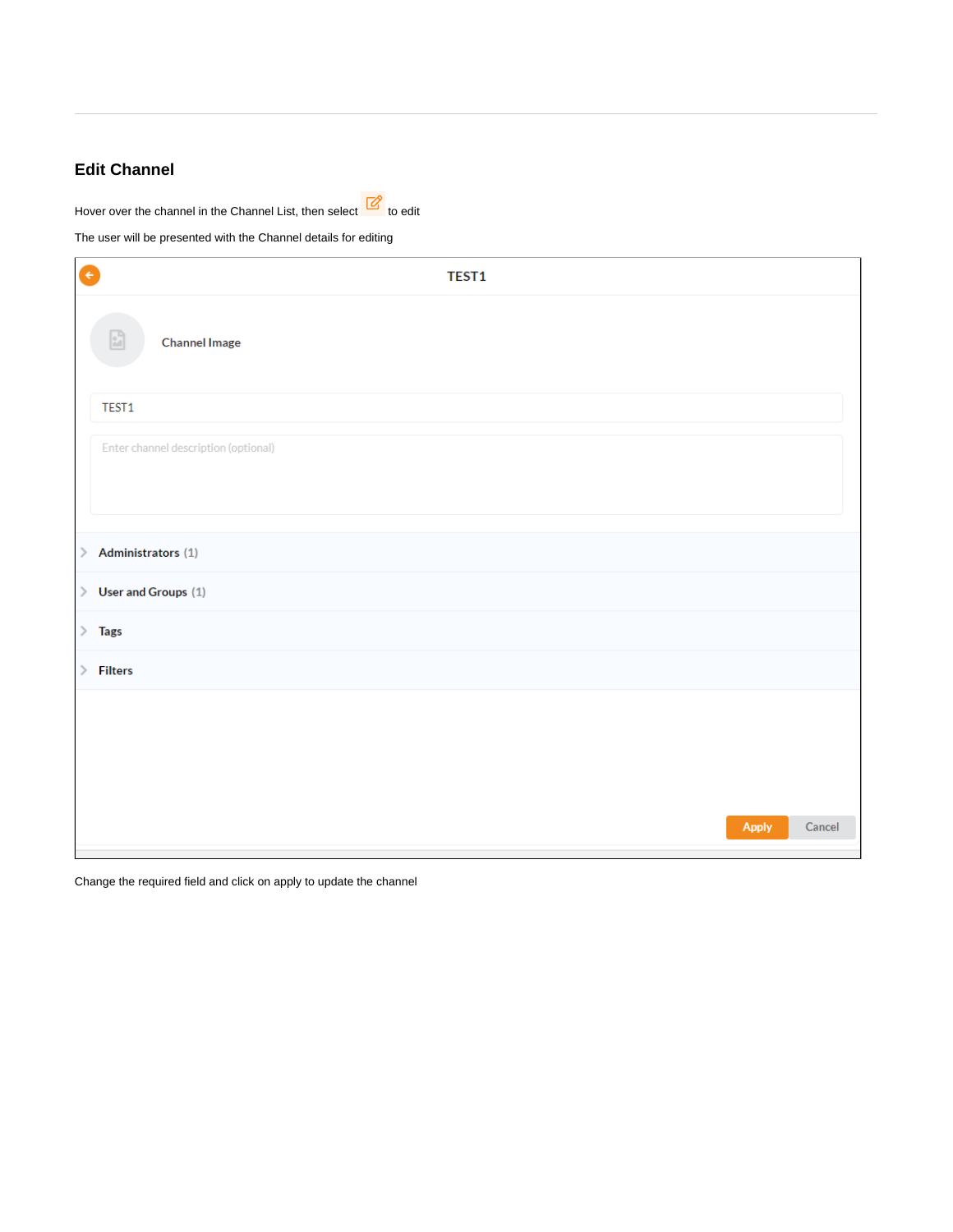## Edit Channel

Hover over the channel in the Channel List, then select to edit

The user will be presented with the Channel details for editing

Change the required field and click on apply to update the channel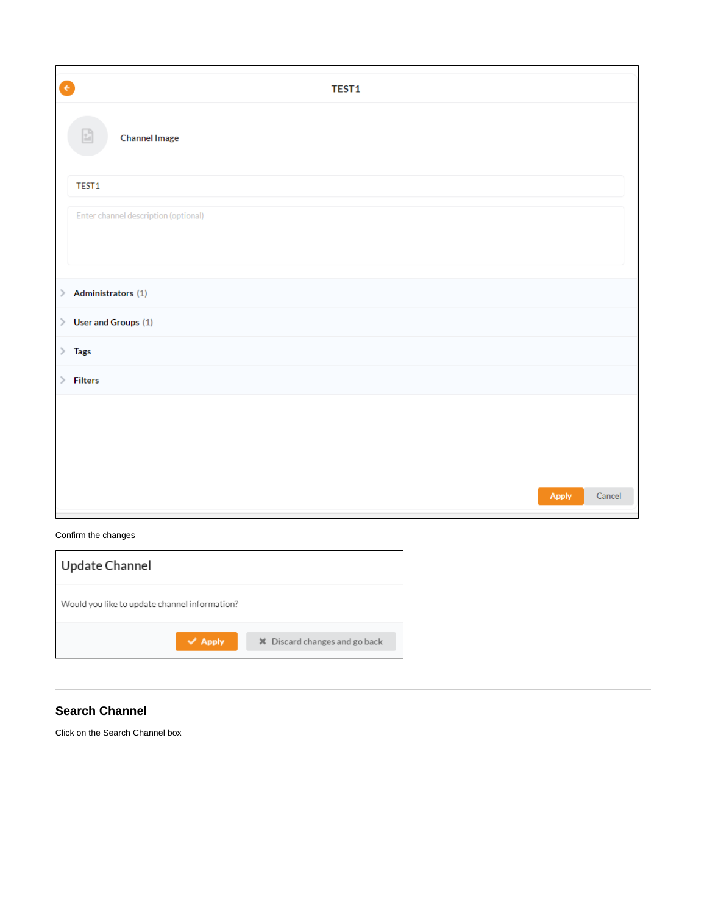TEST1

Channel Image

TEST1

Enter channel description (optional)

Administrators (1)

User and Groups (1)

Tags

Filters

Apply Cancel

Confirm the changes

Update Channel

Would you like to update channel information?

Apply Discard changes and go back

---

## Search Channel

Click on the Search Channel box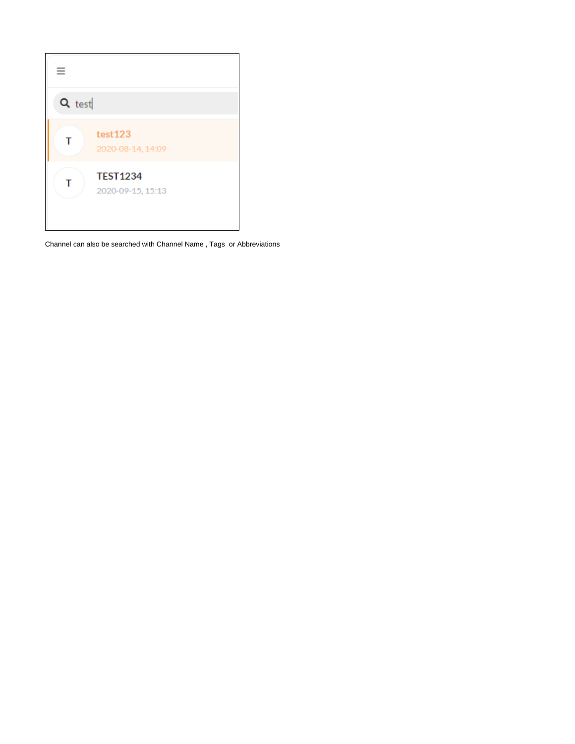Channel can also be searched with Channel Name , Tags or Abbreviations